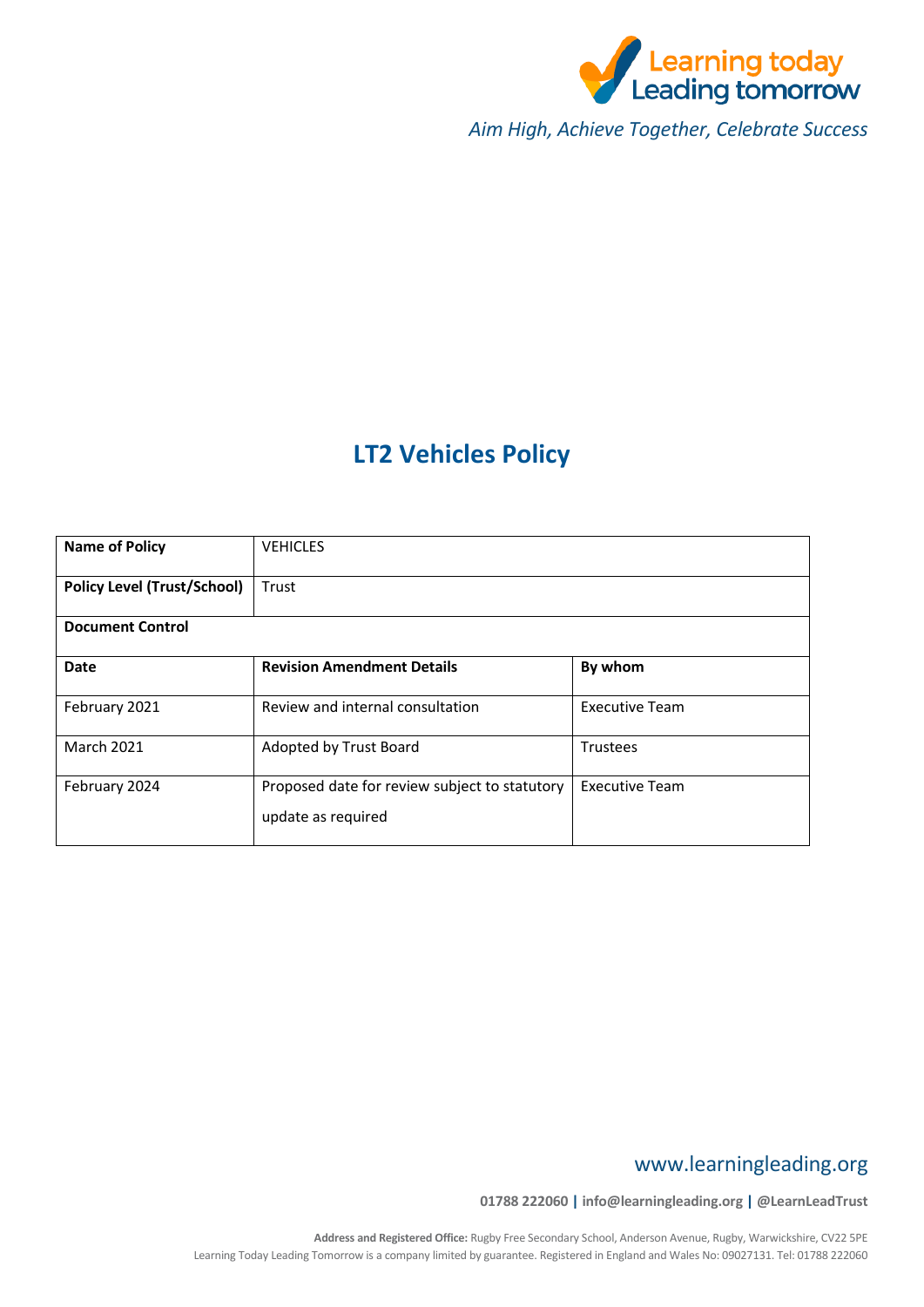Learning today
Leading tomorrow

*Aim High, Achieve Together, Celebrate Success*

# LT2 Vehicles Policy

| **Name of Policy** | VEHICLES | |
|---|---|---|
| **Policy Level (Trust/School)** | Trust | |
| **Document Control** | | |
| **Date** | **Revision Amendment Details** | **By whom** |
| February 2021 | Review and internal consultation | Executive Team |
| March 2021 | Adopted by Trust Board | Trustees |
| February 2024 | Proposed date for review subject to statutory update as required | Executive Team |

www.learningleading.org

**01788 222060 | info@learningleading.org | @LearnLeadTrust**

**Address and Registered Office:** Rugby Free Secondary School, Anderson Avenue, Rugby, Warwickshire, CV22 5PE
Learning Today Leading Tomorrow is a company limited by guarantee. Registered in England and Wales No: 09027131. Tel: 01788 222060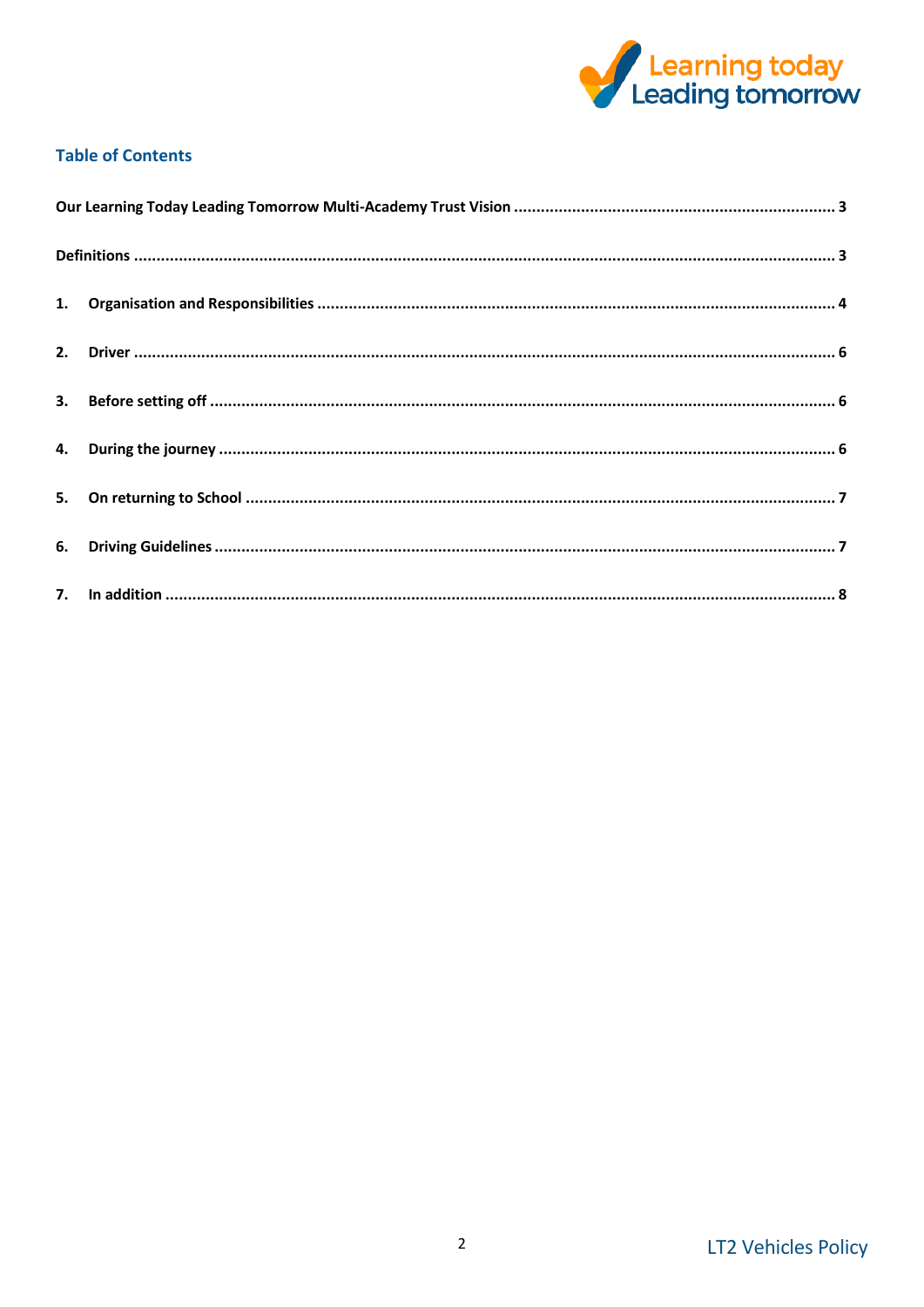## Table of Contents

Our Learning Today Leading Tomorrow Multi-Academy Trust Vision ..................... 3

Definitions ..................... 3

1. Organisation and Responsibilities ..................... 4
2. Driver ..................... 6
3. Before setting off ..................... 6
4. During the journey ..................... 6
5. On returning to School ..................... 7
6. Driving Guidelines ..................... 7
7. In addition ..................... 8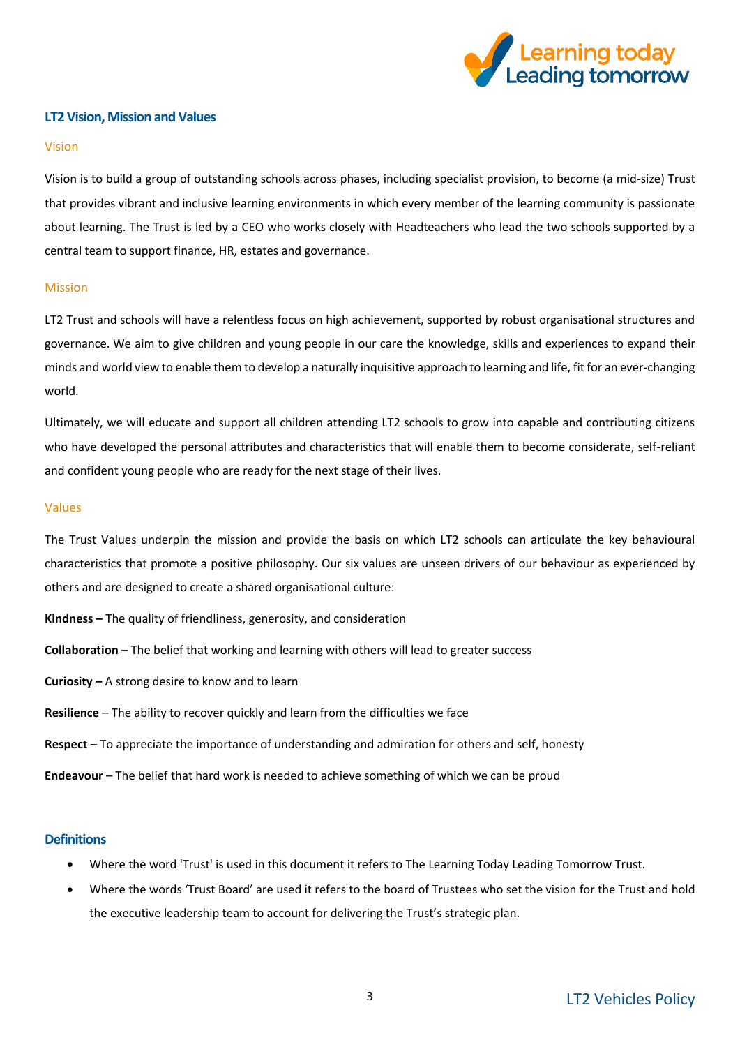## LT2 Vision, Mission and Values

### Vision

Vision is to build a group of outstanding schools across phases, including specialist provision, to become (a mid-size) Trust that provides vibrant and inclusive learning environments in which every member of the learning community is passionate about learning. The Trust is led by a CEO who works closely with Headteachers who lead the two schools supported by a central team to support finance, HR, estates and governance.

### Mission

LT2 Trust and schools will have a relentless focus on high achievement, supported by robust organisational structures and governance. We aim to give children and young people in our care the knowledge, skills and experiences to expand their minds and world view to enable them to develop a naturally inquisitive approach to learning and life, fit for an ever-changing world.

Ultimately, we will educate and support all children attending LT2 schools to grow into capable and contributing citizens who have developed the personal attributes and characteristics that will enable them to become considerate, self-reliant and confident young people who are ready for the next stage of their lives.

### Values

The Trust Values underpin the mission and provide the basis on which LT2 schools can articulate the key behavioural characteristics that promote a positive philosophy. Our six values are unseen drivers of our behaviour as experienced by others and are designed to create a shared organisational culture:

**Kindness –** The quality of friendliness, generosity, and consideration

**Collaboration** – The belief that working and learning with others will lead to greater success

**Curiosity –** A strong desire to know and to learn

**Resilience** – The ability to recover quickly and learn from the difficulties we face

**Respect** – To appreciate the importance of understanding and admiration for others and self, honesty

**Endeavour** – The belief that hard work is needed to achieve something of which we can be proud

## Definitions

- Where the word 'Trust' is used in this document it refers to The Learning Today Leading Tomorrow Trust.
- Where the words 'Trust Board' are used it refers to the board of Trustees who set the vision for the Trust and hold the executive leadership team to account for delivering the Trust's strategic plan.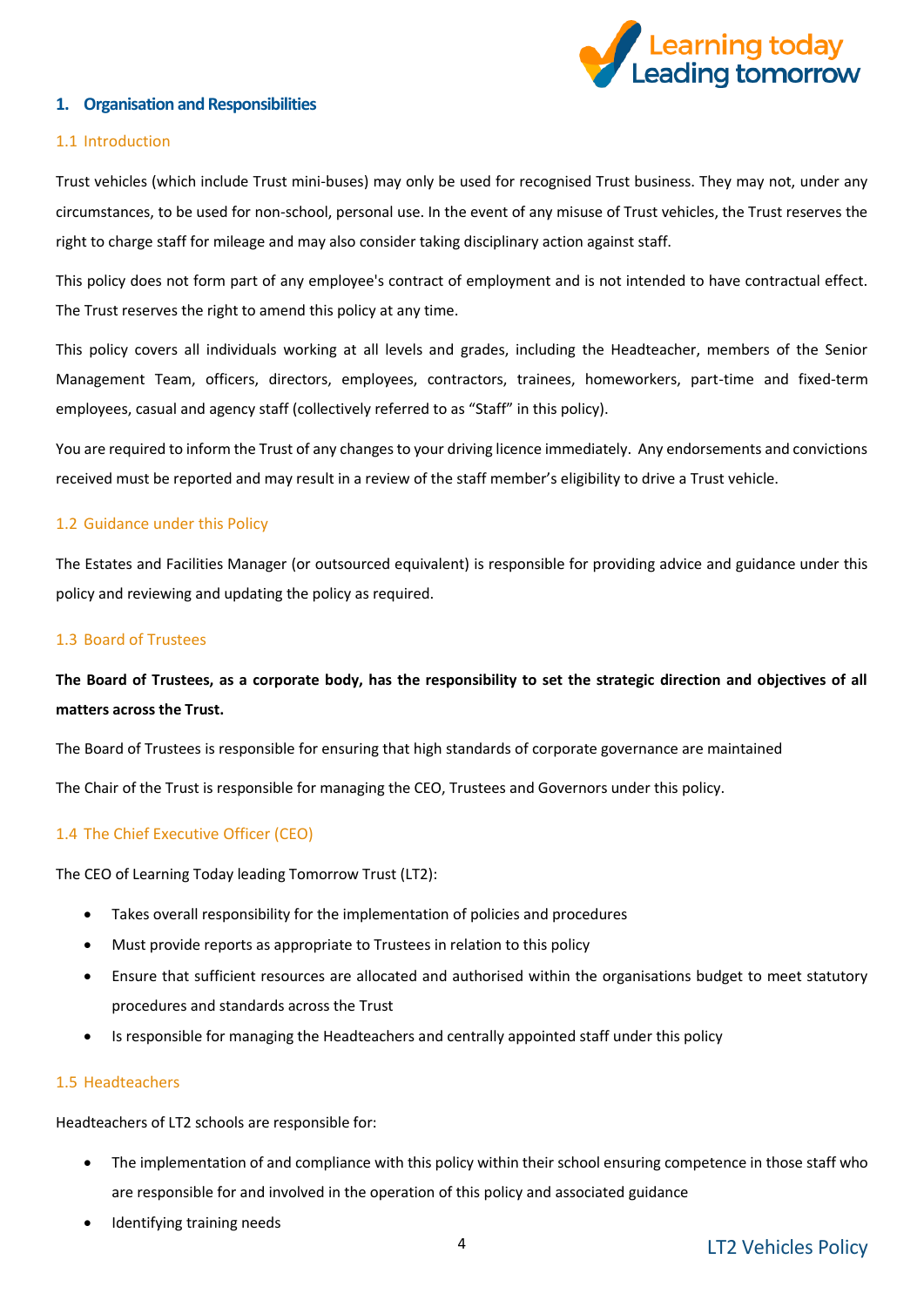## 1. Organisation and Responsibilities

### 1.1 Introduction

Trust vehicles (which include Trust mini-buses) may only be used for recognised Trust business. They may not, under any circumstances, to be used for non-school, personal use. In the event of any misuse of Trust vehicles, the Trust reserves the right to charge staff for mileage and may also consider taking disciplinary action against staff.

This policy does not form part of any employee's contract of employment and is not intended to have contractual effect. The Trust reserves the right to amend this policy at any time.

This policy covers all individuals working at all levels and grades, including the Headteacher, members of the Senior Management Team, officers, directors, employees, contractors, trainees, homeworkers, part-time and fixed-term employees, casual and agency staff (collectively referred to as "Staff" in this policy).

You are required to inform the Trust of any changes to your driving licence immediately. Any endorsements and convictions received must be reported and may result in a review of the staff member's eligibility to drive a Trust vehicle.

### 1.2 Guidance under this Policy

The Estates and Facilities Manager (or outsourced equivalent) is responsible for providing advice and guidance under this policy and reviewing and updating the policy as required.

### 1.3 Board of Trustees

**The Board of Trustees, as a corporate body, has the responsibility to set the strategic direction and objectives of all matters across the Trust.**

The Board of Trustees is responsible for ensuring that high standards of corporate governance are maintained

The Chair of the Trust is responsible for managing the CEO, Trustees and Governors under this policy.

### 1.4 The Chief Executive Officer (CEO)

The CEO of Learning Today leading Tomorrow Trust (LT2):

- Takes overall responsibility for the implementation of policies and procedures
- Must provide reports as appropriate to Trustees in relation to this policy
- Ensure that sufficient resources are allocated and authorised within the organisations budget to meet statutory procedures and standards across the Trust
- Is responsible for managing the Headteachers and centrally appointed staff under this policy

### 1.5 Headteachers

Headteachers of LT2 schools are responsible for:

- The implementation of and compliance with this policy within their school ensuring competence in those staff who are responsible for and involved in the operation of this policy and associated guidance
- Identifying training needs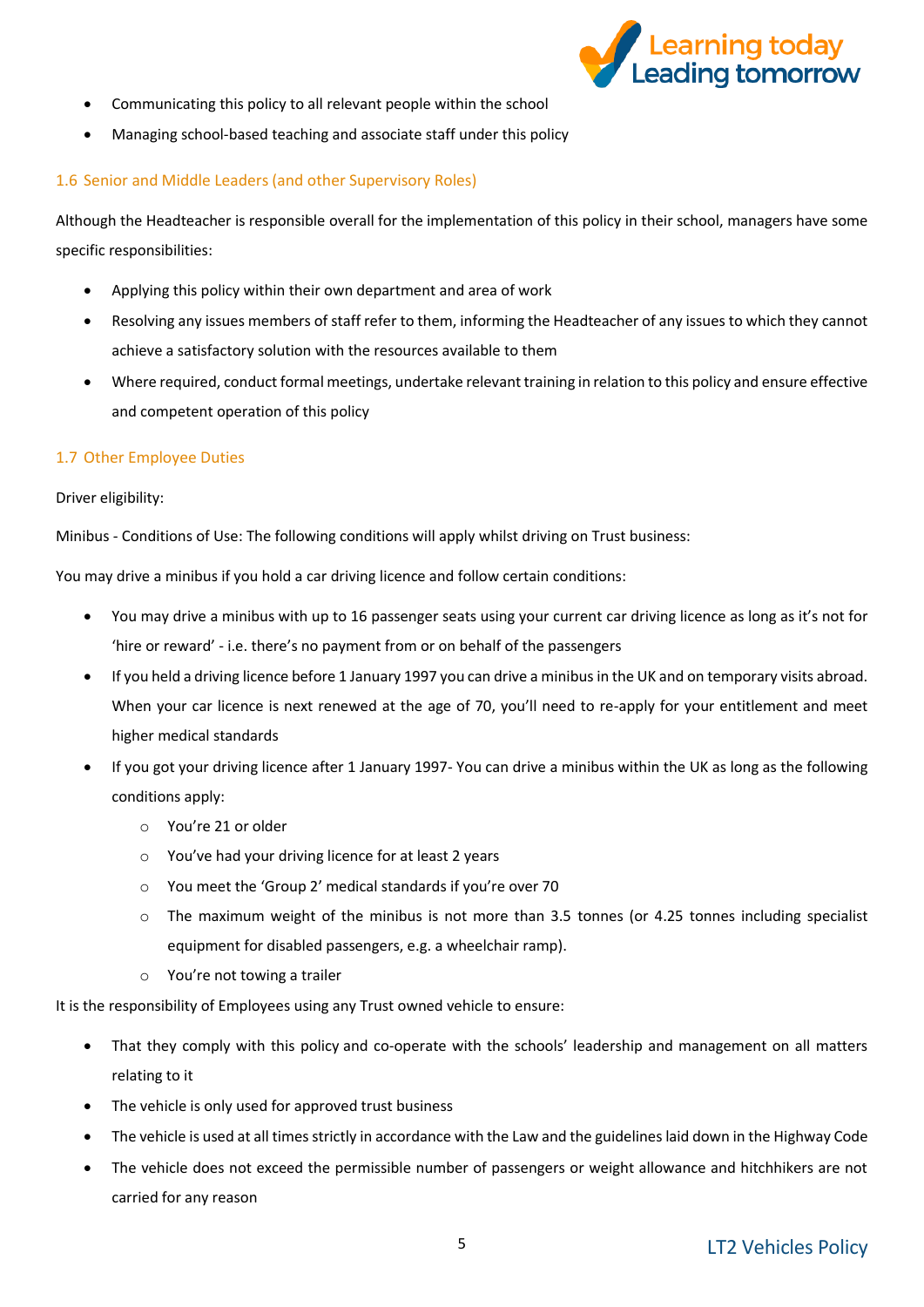- Communicating this policy to all relevant people within the school
- Managing school-based teaching and associate staff under this policy

### 1.6 Senior and Middle Leaders (and other Supervisory Roles)

Although the Headteacher is responsible overall for the implementation of this policy in their school, managers have some specific responsibilities:

- Applying this policy within their own department and area of work
- Resolving any issues members of staff refer to them, informing the Headteacher of any issues to which they cannot achieve a satisfactory solution with the resources available to them
- Where required, conduct formal meetings, undertake relevant training in relation to this policy and ensure effective and competent operation of this policy

### 1.7 Other Employee Duties

Driver eligibility:

Minibus - Conditions of Use: The following conditions will apply whilst driving on Trust business:

You may drive a minibus if you hold a car driving licence and follow certain conditions:

- You may drive a minibus with up to 16 passenger seats using your current car driving licence as long as it's not for 'hire or reward' - i.e. there's no payment from or on behalf of the passengers
- If you held a driving licence before 1 January 1997 you can drive a minibus in the UK and on temporary visits abroad. When your car licence is next renewed at the age of 70, you'll need to re-apply for your entitlement and meet higher medical standards
- If you got your driving licence after 1 January 1997- You can drive a minibus within the UK as long as the following conditions apply:
    - You're 21 or older
    - You've had your driving licence for at least 2 years
    - You meet the 'Group 2' medical standards if you're over 70
    - The maximum weight of the minibus is not more than 3.5 tonnes (or 4.25 tonnes including specialist equipment for disabled passengers, e.g. a wheelchair ramp).
    - You're not towing a trailer

It is the responsibility of Employees using any Trust owned vehicle to ensure:

- That they comply with this policy and co-operate with the schools' leadership and management on all matters relating to it
- The vehicle is only used for approved trust business
- The vehicle is used at all times strictly in accordance with the Law and the guidelines laid down in the Highway Code
- The vehicle does not exceed the permissible number of passengers or weight allowance and hitchhikers are not carried for any reason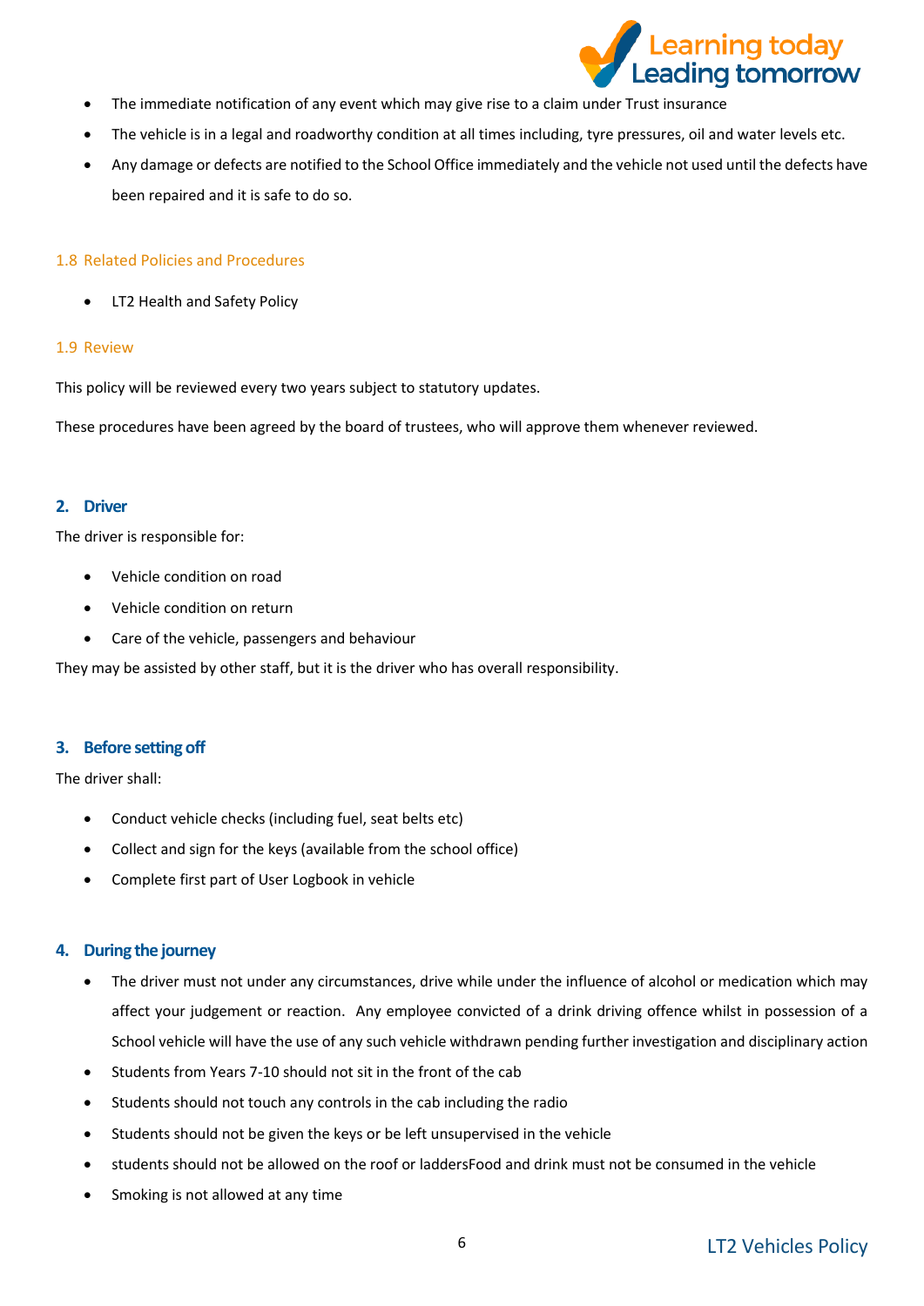- The immediate notification of any event which may give rise to a claim under Trust insurance
- The vehicle is in a legal and roadworthy condition at all times including, tyre pressures, oil and water levels etc.
- Any damage or defects are notified to the School Office immediately and the vehicle not used until the defects have been repaired and it is safe to do so.

### 1.8 Related Policies and Procedures

- LT2 Health and Safety Policy

### 1.9 Review

This policy will be reviewed every two years subject to statutory updates.

These procedures have been agreed by the board of trustees, who will approve them whenever reviewed.

## 2. Driver

The driver is responsible for:

- Vehicle condition on road
- Vehicle condition on return
- Care of the vehicle, passengers and behaviour

They may be assisted by other staff, but it is the driver who has overall responsibility.

## 3. Before setting off

The driver shall:

- Conduct vehicle checks (including fuel, seat belts etc)
- Collect and sign for the keys (available from the school office)
- Complete first part of User Logbook in vehicle

## 4. During the journey

- The driver must not under any circumstances, drive while under the influence of alcohol or medication which may affect your judgement or reaction. Any employee convicted of a drink driving offence whilst in possession of a School vehicle will have the use of any such vehicle withdrawn pending further investigation and disciplinary action
- Students from Years 7-10 should not sit in the front of the cab
- Students should not touch any controls in the cab including the radio
- Students should not be given the keys or be left unsupervised in the vehicle
- students should not be allowed on the roof or laddersFood and drink must not be consumed in the vehicle
- Smoking is not allowed at any time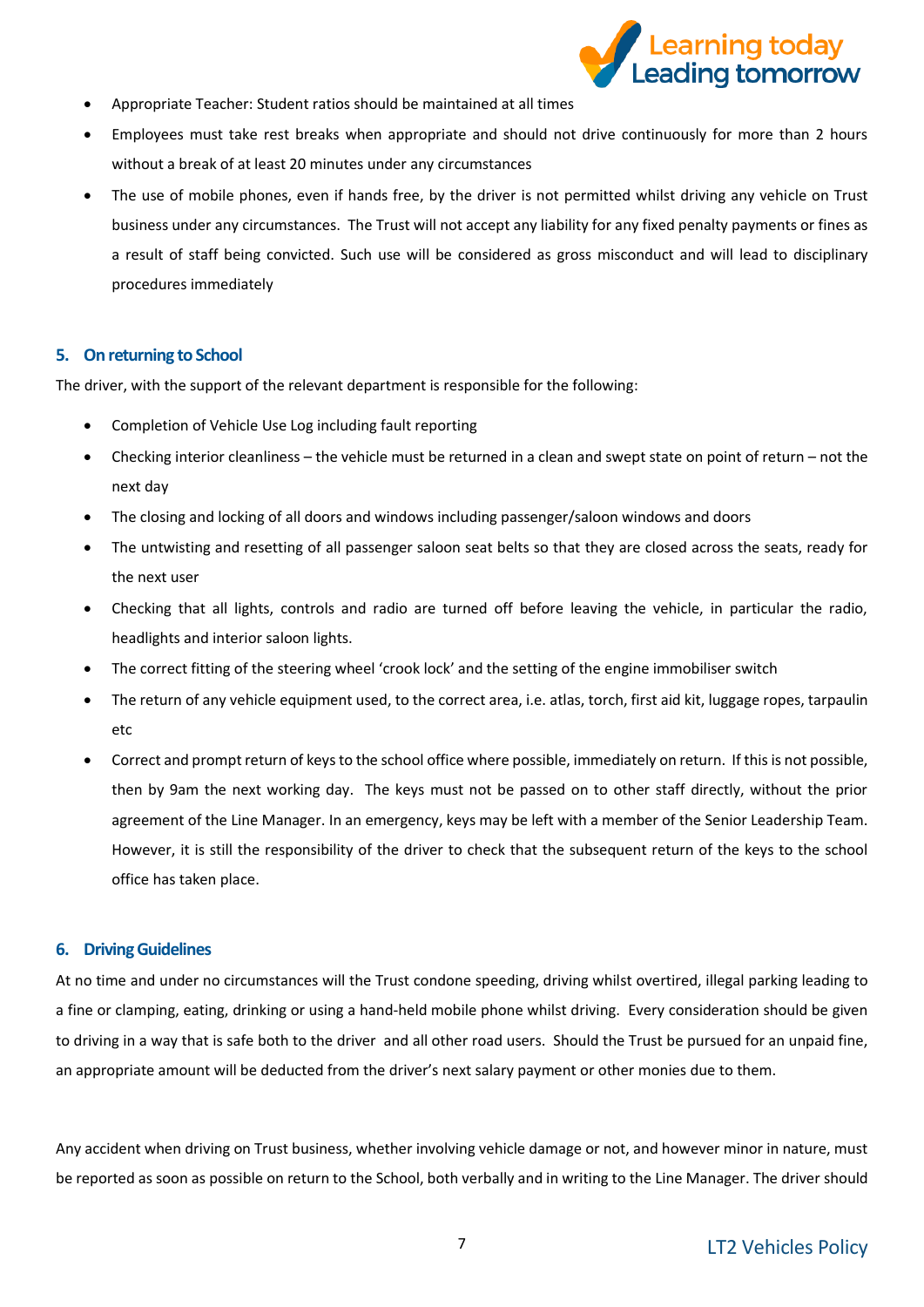- Appropriate Teacher: Student ratios should be maintained at all times
- Employees must take rest breaks when appropriate and should not drive continuously for more than 2 hours without a break of at least 20 minutes under any circumstances
- The use of mobile phones, even if hands free, by the driver is not permitted whilst driving any vehicle on Trust business under any circumstances. The Trust will not accept any liability for any fixed penalty payments or fines as a result of staff being convicted. Such use will be considered as gross misconduct and will lead to disciplinary procedures immediately

## 5. On returning to School

The driver, with the support of the relevant department is responsible for the following:

- Completion of Vehicle Use Log including fault reporting
- Checking interior cleanliness – the vehicle must be returned in a clean and swept state on point of return – not the next day
- The closing and locking of all doors and windows including passenger/saloon windows and doors
- The untwisting and resetting of all passenger saloon seat belts so that they are closed across the seats, ready for the next user
- Checking that all lights, controls and radio are turned off before leaving the vehicle, in particular the radio, headlights and interior saloon lights.
- The correct fitting of the steering wheel 'crook lock' and the setting of the engine immobiliser switch
- The return of any vehicle equipment used, to the correct area, i.e. atlas, torch, first aid kit, luggage ropes, tarpaulin etc
- Correct and prompt return of keys to the school office where possible, immediately on return. If this is not possible, then by 9am the next working day. The keys must not be passed on to other staff directly, without the prior agreement of the Line Manager. In an emergency, keys may be left with a member of the Senior Leadership Team. However, it is still the responsibility of the driver to check that the subsequent return of the keys to the school office has taken place.

## 6. Driving Guidelines

At no time and under no circumstances will the Trust condone speeding, driving whilst overtired, illegal parking leading to a fine or clamping, eating, drinking or using a hand-held mobile phone whilst driving. Every consideration should be given to driving in a way that is safe both to the driver and all other road users. Should the Trust be pursued for an unpaid fine, an appropriate amount will be deducted from the driver's next salary payment or other monies due to them.

Any accident when driving on Trust business, whether involving vehicle damage or not, and however minor in nature, must be reported as soon as possible on return to the School, both verbally and in writing to the Line Manager. The driver should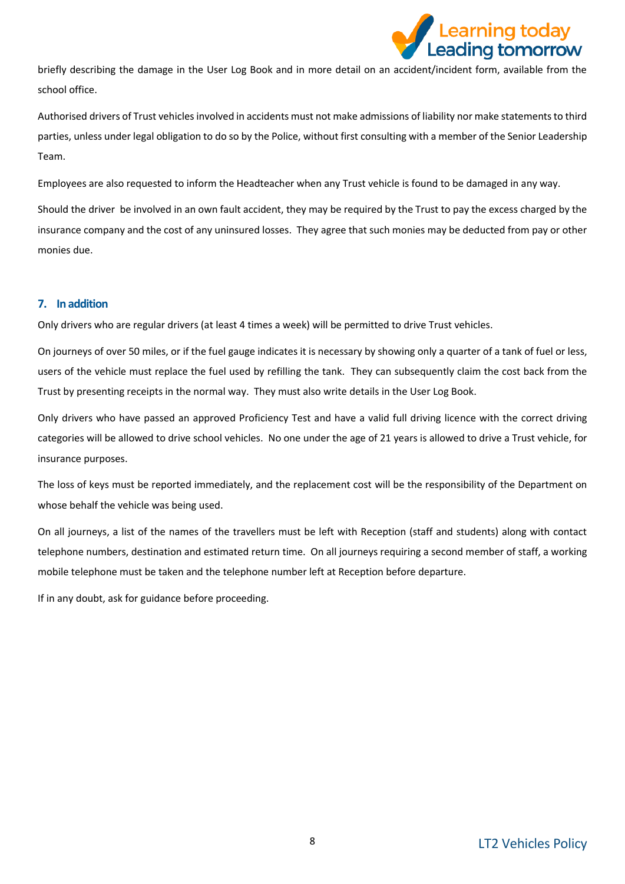briefly describing the damage in the User Log Book and in more detail on an accident/incident form, available from the school office.

Authorised drivers of Trust vehicles involved in accidents must not make admissions of liability nor make statements to third parties, unless under legal obligation to do so by the Police, without first consulting with a member of the Senior Leadership Team.

Employees are also requested to inform the Headteacher when any Trust vehicle is found to be damaged in any way.

Should the driver be involved in an own fault accident, they may be required by the Trust to pay the excess charged by the insurance company and the cost of any uninsured losses. They agree that such monies may be deducted from pay or other monies due.

## 7. In addition

Only drivers who are regular drivers (at least 4 times a week) will be permitted to drive Trust vehicles.

On journeys of over 50 miles, or if the fuel gauge indicates it is necessary by showing only a quarter of a tank of fuel or less, users of the vehicle must replace the fuel used by refilling the tank. They can subsequently claim the cost back from the Trust by presenting receipts in the normal way. They must also write details in the User Log Book.

Only drivers who have passed an approved Proficiency Test and have a valid full driving licence with the correct driving categories will be allowed to drive school vehicles. No one under the age of 21 years is allowed to drive a Trust vehicle, for insurance purposes.

The loss of keys must be reported immediately, and the replacement cost will be the responsibility of the Department on whose behalf the vehicle was being used.

On all journeys, a list of the names of the travellers must be left with Reception (staff and students) along with contact telephone numbers, destination and estimated return time. On all journeys requiring a second member of staff, a working mobile telephone must be taken and the telephone number left at Reception before departure.

If in any doubt, ask for guidance before proceeding.